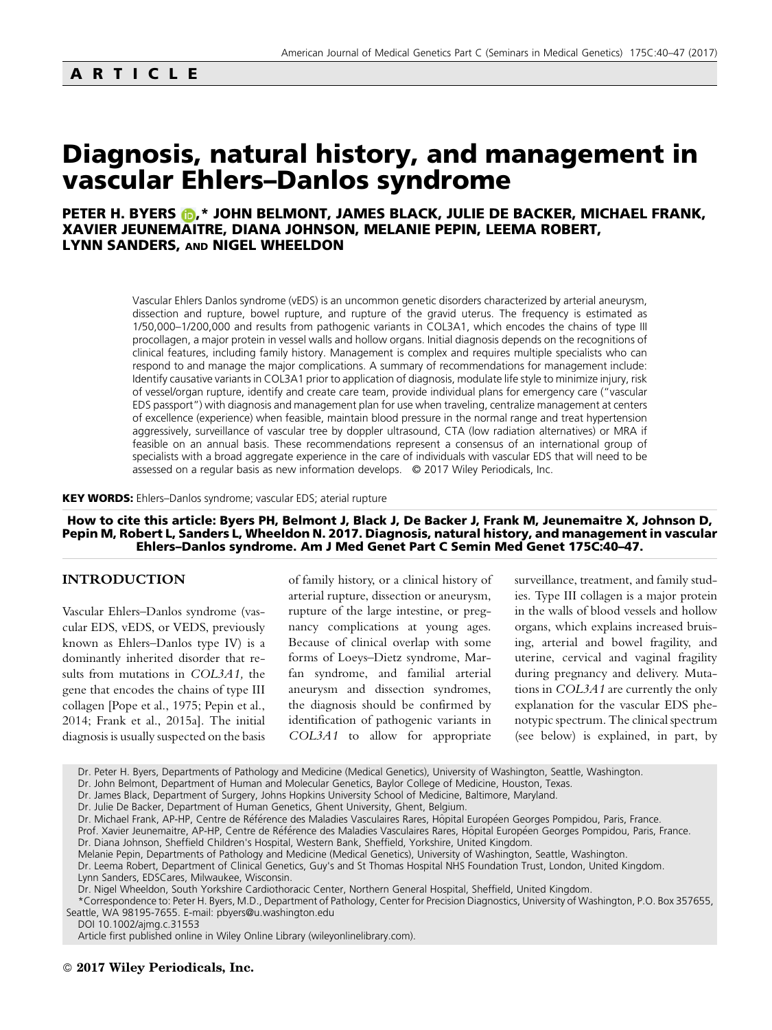## ARTICLE

# Diagnosis, natural history, and management in vascular Ehlers–Danlos syndrome

**PETER H. BYERS,\* JOHN BELMONT, JAMES BLACK, JULIE DE BACKER, MICHAEL FRANK, XAVIER JEUNEMAITRE, DIANA JOHNSON, MELANIE PEPIN, LEEMA ROBERT, LYNN SANDERS, AND NIGEL WHEELDON**

Vascular Ehlers Danlos syndrome (vEDS) is an uncommon genetic disorders characterized by arterial aneurysm, dissection and rupture, bowel rupture, and rupture of the gravid uterus. The frequency is estimated as 1/50,000–1/200,000 and results from pathogenic variants in COL3A1, which encodes the chains of type III procollagen, a major protein in vessel walls and hollow organs. Initial diagnosis depends on the recognitions of clinical features, including family history. Management is complex and requires multiple specialists who can respond to and manage the major complications. A summary of recommendations for management include: Identify causative variants in COL3A1 prior to application of diagnosis, modulate life style to minimize injury, risk of vessel/organ rupture, identify and create care team, provide individual plans for emergency care ("vascular EDS passport") with diagnosis and management plan for use when traveling, centralize management at centers of excellence (experience) when feasible, maintain blood pressure in the normal range and treat hypertension aggressively, surveillance of vascular tree by doppler ultrasound, CTA (low radiation alternatives) or MRA if feasible on an annual basis. These recommendations represent a consensus of an international group of specialists with a broad aggregate experience in the care of individuals with vascular EDS that will need to be assessed on a regular basis as new information develops. © 2017 Wiley Periodicals, Inc.

**KEY WORDS:** Ehlers–Danlos syndrome; vascular EDS; aterial rupture

**How to cite this article: Byers PH, Belmont J, Black J, De Backer J, Frank M, Jeunemaitre X, Johnson D, Pepin M, Robert L, Sanders L, Wheeldon N. 2017. Diagnosis, natural history, and management in vascular Ehlers–Danlos syndrome. Am J Med Genet Part C Semin Med Genet 175C:40–47.**

## INTRODUCTION

Vascular Ehlers–Danlos syndrome (vascular EDS, vEDS, or VEDS, previously known as Ehlers–Danlos type IV) is a dominantly inherited disorder that results from mutations in *COL3A1,* the gene that encodes the chains of type III collagen [Pope et al., 1975; Pepin et al., 2014; Frank et al., 2015a]. The initial diagnosis is usually suspected on the basis of family history, or a clinical history of arterial rupture, dissection or aneurysm, rupture of the large intestine, or pregnancy complications at young ages. Because of clinical overlap with some forms of Loeys–Dietz syndrome, Marfan syndrome, and familial arterial aneurysm and dissection syndromes, the diagnosis should be confirmed by identification of pathogenic variants in *COL3A1* to allow for appropriate surveillance, treatment, and family studies. Type III collagen is a major protein in the walls of blood vessels and hollow organs, which explains increased bruising, arterial and bowel fragility, and uterine, cervical and vaginal fragility during pregnancy and delivery. Mutations in *COL3A1* are currently the only explanation for the vascular EDS phenotypic spectrum. The clinical spectrum (see below) is explained, in part, by

Dr. Peter H. Byers, Departments of Pathology and Medicine (Medical Genetics), University of Washington, Seattle, Washington.
Dr. John Belmont, Department of Human and Molecular Genetics, Baylor College of Medicine, Houston, Texas.
Dr. James Black, Department of Surgery, Johns Hopkins University School of Medicine, Baltimore, Maryland.
Dr. Julie De Backer, Department of Human Genetics, Ghent University, Ghent, Belgium.
Dr. Michael Frank, AP-HP, Centre de Référence des Maladies Vasculaires Rares, Hôpital Européen Georges Pompidou, Paris, France.
Prof. Xavier Jeunemaitre, AP-HP, Centre de Référence des Maladies Vasculaires Rares, Hôpital Européen Georges Pompidou, Paris, France.
Dr. Diana Johnson, Sheffield Children's Hospital, Western Bank, Sheffield, Yorkshire, United Kingdom.
Melanie Pepin, Departments of Pathology and Medicine (Medical Genetics), University of Washington, Seattle, Washington.
Dr. Leema Robert, Department of Clinical Genetics, Guy's and St Thomas Hospital NHS Foundation Trust, London, United Kingdom.
Lynn Sanders, EDSCares, Milwaukee, Wisconsin.
Dr. Nigel Wheeldon, South Yorkshire Cardiothoracic Center, Northern General Hospital, Sheffield, United Kingdom.
\*Correspondence to: Peter H. Byers, M.D., Department of Pathology, Center for Precision Diagnostics, University of Washington, P.O. Box 357655, Seattle, WA 98195-7655. E-mail: pbyers@u.washington.edu
DOI 10.1002/ajmg.c.31553
Article first published online in Wiley Online Library (wileyonlinelibrary.com).

© 2017 Wiley Periodicals, Inc.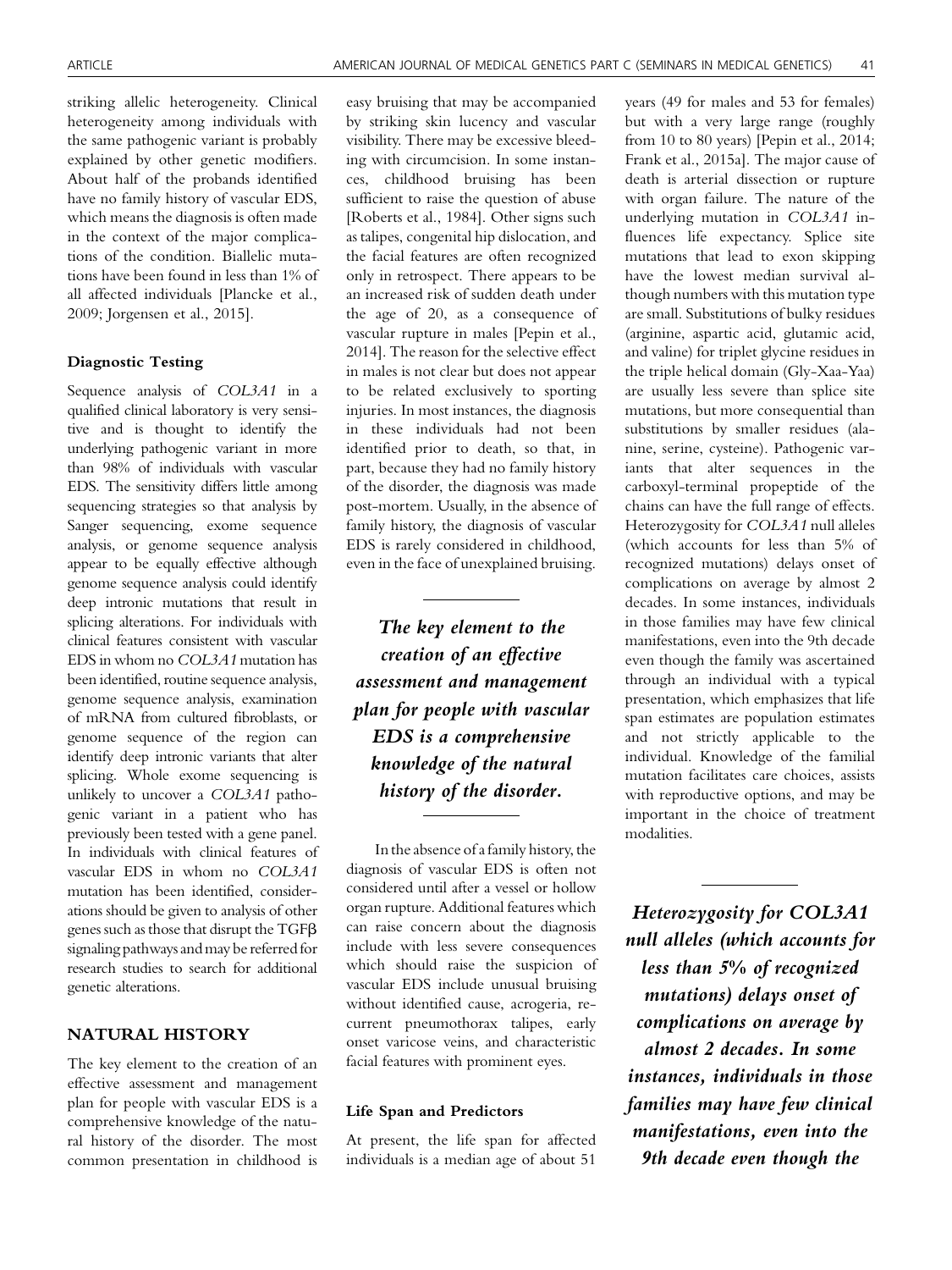striking allelic heterogeneity. Clinical heterogeneity among individuals with the same pathogenic variant is probably explained by other genetic modifiers. About half of the probands identified have no family history of vascular EDS, which means the diagnosis is often made in the context of the major complications of the condition. Biallelic mutations have been found in less than 1% of all affected individuals [Plancke et al., 2009; Jorgensen et al., 2015].

### Diagnostic Testing

Sequence analysis of *COL3A1* in a qualified clinical laboratory is very sensitive and is thought to identify the underlying pathogenic variant in more than 98% of individuals with vascular EDS. The sensitivity differs little among sequencing strategies so that analysis by Sanger sequencing, exome sequence analysis, or genome sequence analysis appear to be equally effective although genome sequence analysis could identify deep intronic mutations that result in splicing alterations. For individuals with clinical features consistent with vascular EDS in whom no *COL3A1* mutation has been identified, routine sequence analysis, genome sequence analysis, examination of mRNA from cultured fibroblasts, or genome sequence of the region can identify deep intronic variants that alter splicing. Whole exome sequencing is unlikely to uncover a *COL3A1* pathogenic variant in a patient who has previously been tested with a gene panel. In individuals with clinical features of vascular EDS in whom no *COL3A1* mutation has been identified, considerations should be given to analysis of other genes such as those that disrupt the TGFβ signaling pathways and may be referred for research studies to search for additional genetic alterations.

## NATURAL HISTORY

The key element to the creation of an effective assessment and management plan for people with vascular EDS is a comprehensive knowledge of the natural history of the disorder. The most common presentation in childhood is easy bruising that may be accompanied by striking skin lucency and vascular visibility. There may be excessive bleeding with circumcision. In some instances, childhood bruising has been sufficient to raise the question of abuse [Roberts et al., 1984]. Other signs such as talipes, congenital hip dislocation, and the facial features are often recognized only in retrospect. There appears to be an increased risk of sudden death under the age of 20, as a consequence of vascular rupture in males [Pepin et al., 2014]. The reason for the selective effect in males is not clear but does not appear to be related exclusively to sporting injuries. In most instances, the diagnosis in these individuals had not been identified prior to death, so that, in part, because they had no family history of the disorder, the diagnosis was made post-mortem. Usually, in the absence of family history, the diagnosis of vascular EDS is rarely considered in childhood, even in the face of unexplained bruising.

> ***The key element to the creation of an effective assessment and management plan for people with vascular EDS is a comprehensive knowledge of the natural history of the disorder.***

In the absence of a family history, the diagnosis of vascular EDS is often not considered until after a vessel or hollow organ rupture. Additional features which can raise concern about the diagnosis include with less severe consequences which should raise the suspicion of vascular EDS include unusual bruising without identified cause, acrogeria, recurrent pneumothorax talipes, early onset varicose veins, and characteristic facial features with prominent eyes.

### Life Span and Predictors

At present, the life span for affected individuals is a median age of about 51 years (49 for males and 53 for females) but with a very large range (roughly from 10 to 80 years) [Pepin et al., 2014; Frank et al., 2015a]. The major cause of death is arterial dissection or rupture with organ failure. The nature of the underlying mutation in *COL3A1* influences life expectancy. Splice site mutations that lead to exon skipping have the lowest median survival although numbers with this mutation type are small. Substitutions of bulky residues (arginine, aspartic acid, glutamic acid, and valine) for triplet glycine residues in the triple helical domain (Gly-Xaa-Yaa) are usually less severe than splice site mutations, but more consequential than substitutions by smaller residues (alanine, serine, cysteine). Pathogenic variants that alter sequences in the carboxyl-terminal propeptide of the chains can have the full range of effects. Heterozygosity for *COL3A1* null alleles (which accounts for less than 5% of recognized mutations) delays onset of complications on average by almost 2 decades. In some instances, individuals in those families may have few clinical manifestations, even into the 9th decade even though the family was ascertained through an individual with a typical presentation, which emphasizes that life span estimates are population estimates and not strictly applicable to the individual. Knowledge of the familial mutation facilitates care choices, assists with reproductive options, and may be important in the choice of treatment modalities.

> ***Heterozygosity for COL3A1 null alleles (which accounts for less than 5% of recognized mutations) delays onset of complications on average by almost 2 decades. In some instances, individuals in those families may have few clinical manifestations, even into the 9th decade even though the***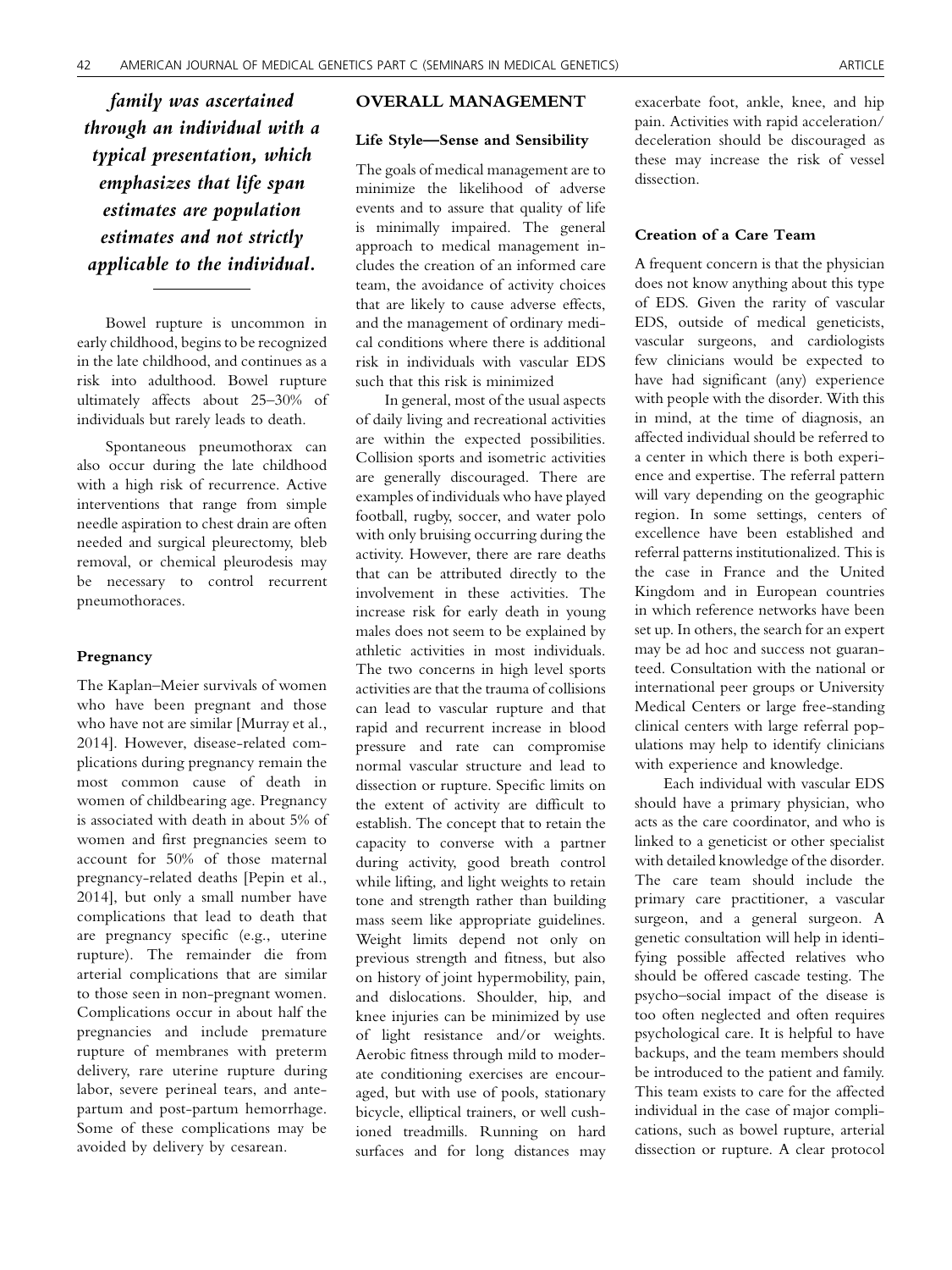*family was ascertained through an individual with a typical presentation, which emphasizes that life span estimates are population estimates and not strictly applicable to the individual.*

Bowel rupture is uncommon in early childhood, begins to be recognized in the late childhood, and continues as a risk into adulthood. Bowel rupture ultimately affects about 25–30% of individuals but rarely leads to death.

Spontaneous pneumothorax can also occur during the late childhood with a high risk of recurrence. Active interventions that range from simple needle aspiration to chest drain are often needed and surgical pleurectomy, bleb removal, or chemical pleurodesis may be necessary to control recurrent pneumothoraces.

### Pregnancy

The Kaplan–Meier survivals of women who have been pregnant and those who have not are similar [Murray et al., 2014]. However, disease-related complications during pregnancy remain the most common cause of death in women of childbearing age. Pregnancy is associated with death in about 5% of women and first pregnancies seem to account for 50% of those maternal pregnancy-related deaths [Pepin et al., 2014], but only a small number have complications that lead to death that are pregnancy specific (e.g., uterine rupture). The remainder die from arterial complications that are similar to those seen in non-pregnant women. Complications occur in about half the pregnancies and include premature rupture of membranes with preterm delivery, rare uterine rupture during labor, severe perineal tears, and antepartum and post-partum hemorrhage. Some of these complications may be avoided by delivery by cesarean.

## OVERALL MANAGEMENT

### Life Style—Sense and Sensibility

The goals of medical management are to minimize the likelihood of adverse events and to assure that quality of life is minimally impaired. The general approach to medical management includes the creation of an informed care team, the avoidance of activity choices that are likely to cause adverse effects, and the management of ordinary medical conditions where there is additional risk in individuals with vascular EDS such that this risk is minimized

In general, most of the usual aspects of daily living and recreational activities are within the expected possibilities. Collision sports and isometric activities are generally discouraged. There are examples of individuals who have played football, rugby, soccer, and water polo with only bruising occurring during the activity. However, there are rare deaths that can be attributed directly to the involvement in these activities. The increase risk for early death in young males does not seem to be explained by athletic activities in most individuals. The two concerns in high level sports activities are that the trauma of collisions can lead to vascular rupture and that rapid and recurrent increase in blood pressure and rate can compromise normal vascular structure and lead to dissection or rupture. Specific limits on the extent of activity are difficult to establish. The concept that to retain the capacity to converse with a partner during activity, good breath control while lifting, and light weights to retain tone and strength rather than building mass seem like appropriate guidelines. Weight limits depend not only on previous strength and fitness, but also on history of joint hypermobility, pain, and dislocations. Shoulder, hip, and knee injuries can be minimized by use of light resistance and/or weights. Aerobic fitness through mild to moderate conditioning exercises are encouraged, but with use of pools, stationary bicycle, elliptical trainers, or well cushioned treadmills. Running on hard surfaces and for long distances may exacerbate foot, ankle, knee, and hip pain. Activities with rapid acceleration/deceleration should be discouraged as these may increase the risk of vessel dissection.

### Creation of a Care Team

A frequent concern is that the physician does not know anything about this type of EDS. Given the rarity of vascular EDS, outside of medical geneticists, vascular surgeons, and cardiologists few clinicians would be expected to have had significant (any) experience with people with the disorder. With this in mind, at the time of diagnosis, an affected individual should be referred to a center in which there is both experience and expertise. The referral pattern will vary depending on the geographic region. In some settings, centers of excellence have been established and referral patterns institutionalized. This is the case in France and the United Kingdom and in European countries in which reference networks have been set up. In others, the search for an expert may be ad hoc and success not guaranteed. Consultation with the national or international peer groups or University Medical Centers or large free-standing clinical centers with large referral populations may help to identify clinicians with experience and knowledge.

Each individual with vascular EDS should have a primary physician, who acts as the care coordinator, and who is linked to a geneticist or other specialist with detailed knowledge of the disorder. The care team should include the primary care practitioner, a vascular surgeon, and a general surgeon. A genetic consultation will help in identifying possible affected relatives who should be offered cascade testing. The psycho–social impact of the disease is too often neglected and often requires psychological care. It is helpful to have backups, and the team members should be introduced to the patient and family. This team exists to care for the affected individual in the case of major complications, such as bowel rupture, arterial dissection or rupture. A clear protocol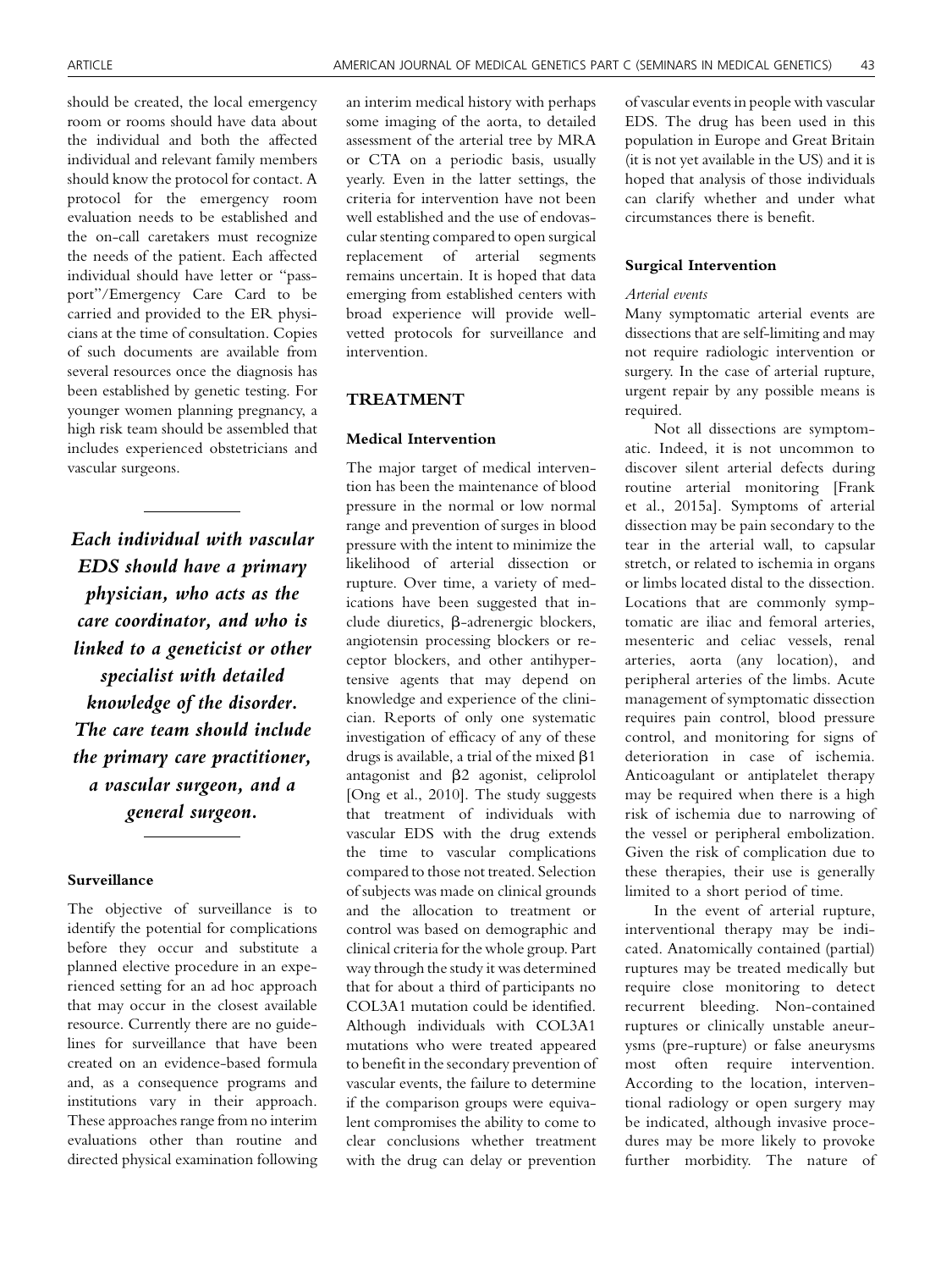should be created, the local emergency room or rooms should have data about the individual and both the affected individual and relevant family members should know the protocol for contact. A protocol for the emergency room evaluation needs to be established and the on-call caretakers must recognize the needs of the patient. Each affected individual should have letter or "passport"/Emergency Care Card to be carried and provided to the ER physicians at the time of consultation. Copies of such documents are available from several resources once the diagnosis has been established by genetic testing. For younger women planning pregnancy, a high risk team should be assembled that includes experienced obstetricians and vascular surgeons.

> ***Each individual with vascular EDS should have a primary physician, who acts as the care coordinator, and who is linked to a geneticist or other specialist with detailed knowledge of the disorder. The care team should include the primary care practitioner, a vascular surgeon, and a general surgeon.***

### Surveillance

The objective of surveillance is to identify the potential for complications before they occur and substitute a planned elective procedure in an experienced setting for an ad hoc approach that may occur in the closest available resource. Currently there are no guidelines for surveillance that have been created on an evidence-based formula and, as a consequence programs and institutions vary in their approach. These approaches range from no interim evaluations other than routine and directed physical examination following an interim medical history with perhaps some imaging of the aorta, to detailed assessment of the arterial tree by MRA or CTA on a periodic basis, usually yearly. Even in the latter settings, the criteria for intervention have not been well established and the use of endovascular stenting compared to open surgical replacement of arterial segments remains uncertain. It is hoped that data emerging from established centers with broad experience will provide well-vetted protocols for surveillance and intervention.

## TREATMENT

### Medical Intervention

The major target of medical intervention has been the maintenance of blood pressure in the normal or low normal range and prevention of surges in blood pressure with the intent to minimize the likelihood of arterial dissection or rupture. Over time, a variety of medications have been suggested that include diuretics, β-adrenergic blockers, angiotensin processing blockers or receptor blockers, and other antihypertensive agents that may depend on knowledge and experience of the clinician. Reports of only one systematic investigation of efficacy of any of these drugs is available, a trial of the mixed β1 antagonist and β2 agonist, celiprolol [Ong et al., 2010]. The study suggests that treatment of individuals with vascular EDS with the drug extends the time to vascular complications compared to those not treated. Selection of subjects was made on clinical grounds and the allocation to treatment or control was based on demographic and clinical criteria for the whole group. Part way through the study it was determined that for about a third of participants no COL3A1 mutation could be identified. Although individuals with COL3A1 mutations who were treated appeared to benefit in the secondary prevention of vascular events, the failure to determine if the comparison groups were equivalent compromises the ability to come to clear conclusions whether treatment with the drug can delay or prevention of vascular events in people with vascular EDS. The drug has been used in this population in Europe and Great Britain (it is not yet available in the US) and it is hoped that analysis of those individuals can clarify whether and under what circumstances there is benefit.

### Surgical Intervention

#### *Arterial events*

Many symptomatic arterial events are dissections that are self-limiting and may not require radiologic intervention or surgery. In the case of arterial rupture, urgent repair by any possible means is required.

Not all dissections are symptomatic. Indeed, it is not uncommon to discover silent arterial defects during routine arterial monitoring [Frank et al., 2015a]. Symptoms of arterial dissection may be pain secondary to the tear in the arterial wall, to capsular stretch, or related to ischemia in organs or limbs located distal to the dissection. Locations that are commonly symptomatic are iliac and femoral arteries, mesenteric and celiac vessels, renal arteries, aorta (any location), and peripheral arteries of the limbs. Acute management of symptomatic dissection requires pain control, blood pressure control, and monitoring for signs of deterioration in case of ischemia. Anticoagulant or antiplatelet therapy may be required when there is a high risk of ischemia due to narrowing of the vessel or peripheral embolization. Given the risk of complication due to these therapies, their use is generally limited to a short period of time.

In the event of arterial rupture, interventional therapy may be indicated. Anatomically contained (partial) ruptures may be treated medically but require close monitoring to detect recurrent bleeding. Non-contained ruptures or clinically unstable aneurysms (pre-rupture) or false aneurysms most often require intervention. According to the location, interventional radiology or open surgery may be indicated, although invasive procedures may be more likely to provoke further morbidity. The nature of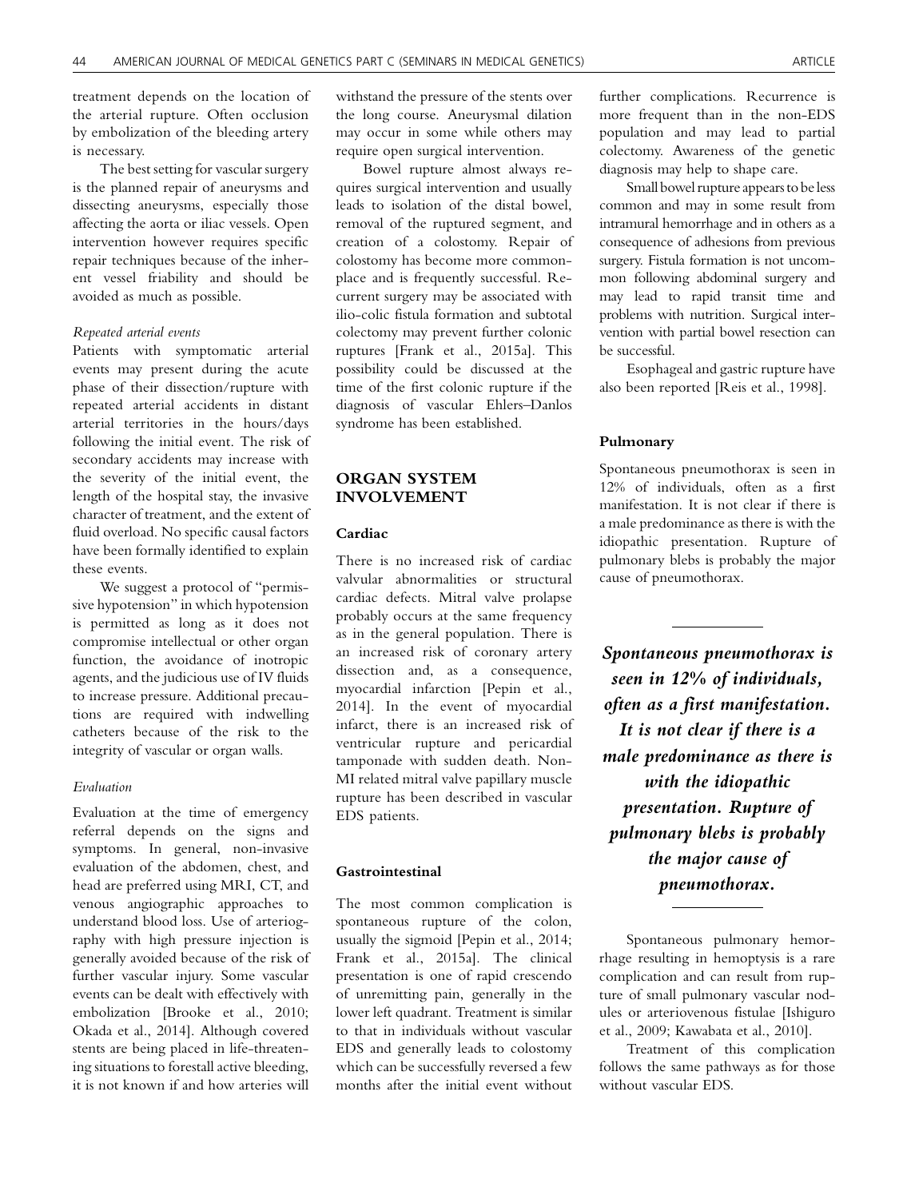treatment depends on the location of the arterial rupture. Often occlusion by embolization of the bleeding artery is necessary.

The best setting for vascular surgery is the planned repair of aneurysms and dissecting aneurysms, especially those affecting the aorta or iliac vessels. Open intervention however requires specific repair techniques because of the inherent vessel friability and should be avoided as much as possible.

#### *Repeated arterial events*

Patients with symptomatic arterial events may present during the acute phase of their dissection/rupture with repeated arterial accidents in distant arterial territories in the hours/days following the initial event. The risk of secondary accidents may increase with the severity of the initial event, the length of the hospital stay, the invasive character of treatment, and the extent of fluid overload. No specific causal factors have been formally identified to explain these events.

We suggest a protocol of "permissive hypotension" in which hypotension is permitted as long as it does not compromise intellectual or other organ function, the avoidance of inotropic agents, and the judicious use of IV fluids to increase pressure. Additional precautions are required with indwelling catheters because of the risk to the integrity of vascular or organ walls.

#### *Evaluation*

Evaluation at the time of emergency referral depends on the signs and symptoms. In general, non-invasive evaluation of the abdomen, chest, and head are preferred using MRI, CT, and venous angiographic approaches to understand blood loss. Use of arteriography with high pressure injection is generally avoided because of the risk of further vascular injury. Some vascular events can be dealt with effectively with embolization [Brooke et al., 2010; Okada et al., 2014]. Although covered stents are being placed in life-threatening situations to forestall active bleeding, it is not known if and how arteries will withstand the pressure of the stents over the long course. Aneurysmal dilation may occur in some while others may require open surgical intervention.

Bowel rupture almost always requires surgical intervention and usually leads to isolation of the distal bowel, removal of the ruptured segment, and creation of a colostomy. Repair of colostomy has become more commonplace and is frequently successful. Recurrent surgery may be associated with ilio-colic fistula formation and subtotal colectomy may prevent further colonic ruptures [Frank et al., 2015a]. This possibility could be discussed at the time of the first colonic rupture if the diagnosis of vascular Ehlers–Danlos syndrome has been established.

## ORGAN SYSTEM INVOLVEMENT

### Cardiac

There is no increased risk of cardiac valvular abnormalities or structural cardiac defects. Mitral valve prolapse probably occurs at the same frequency as in the general population. There is an increased risk of coronary artery dissection and, as a consequence, myocardial infarction [Pepin et al., 2014]. In the event of myocardial infarct, there is an increased risk of ventricular rupture and pericardial tamponade with sudden death. Non-MI related mitral valve papillary muscle rupture has been described in vascular EDS patients.

### Gastrointestinal

The most common complication is spontaneous rupture of the colon, usually the sigmoid [Pepin et al., 2014; Frank et al., 2015a]. The clinical presentation is one of rapid crescendo of unremitting pain, generally in the lower left quadrant. Treatment is similar to that in individuals without vascular EDS and generally leads to colostomy which can be successfully reversed a few months after the initial event without further complications. Recurrence is more frequent than in the non-EDS population and may lead to partial colectomy. Awareness of the genetic diagnosis may help to shape care.

Small bowel rupture appears to be less common and may in some result from intramural hemorrhage and in others as a consequence of adhesions from previous surgery. Fistula formation is not uncommon following abdominal surgery and may lead to rapid transit time and problems with nutrition. Surgical intervention with partial bowel resection can be successful.

Esophageal and gastric rupture have also been reported [Reis et al., 1998].

### Pulmonary

Spontaneous pneumothorax is seen in 12% of individuals, often as a first manifestation. It is not clear if there is a male predominance as there is with the idiopathic presentation. Rupture of pulmonary blebs is probably the major cause of pneumothorax.

***Spontaneous pneumothorax is seen in 12% of individuals, often as a first manifestation. It is not clear if there is a male predominance as there is with the idiopathic presentation. Rupture of pulmonary blebs is probably the major cause of pneumothorax.***

Spontaneous pulmonary hemorrhage resulting in hemoptysis is a rare complication and can result from rupture of small pulmonary vascular nodules or arteriovenous fistulae [Ishiguro et al., 2009; Kawabata et al., 2010].

Treatment of this complication follows the same pathways as for those without vascular EDS.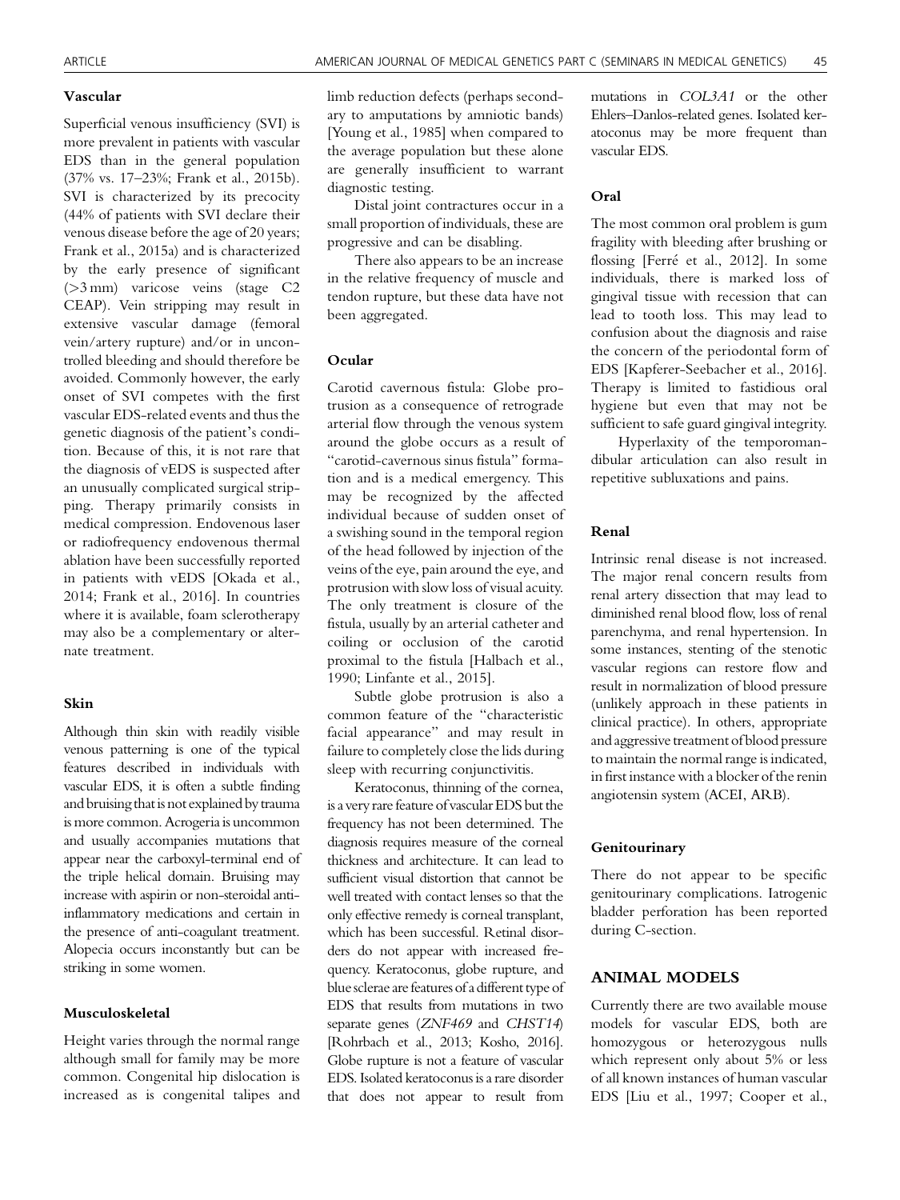### Vascular

Superficial venous insufficiency (SVI) is more prevalent in patients with vascular EDS than in the general population (37% vs. 17–23%; Frank et al., 2015b). SVI is characterized by its precocity (44% of patients with SVI declare their venous disease before the age of 20 years; Frank et al., 2015a) and is characterized by the early presence of significant (>3 mm) varicose veins (stage C2 CEAP). Vein stripping may result in extensive vascular damage (femoral vein/artery rupture) and/or in uncontrolled bleeding and should therefore be avoided. Commonly however, the early onset of SVI competes with the first vascular EDS-related events and thus the genetic diagnosis of the patient's condition. Because of this, it is not rare that the diagnosis of vEDS is suspected after an unusually complicated surgical stripping. Therapy primarily consists in medical compression. Endovenous laser or radiofrequency endovenous thermal ablation have been successfully reported in patients with vEDS [Okada et al., 2014; Frank et al., 2016]. In countries where it is available, foam sclerotherapy may also be a complementary or alternate treatment.

### Skin

Although thin skin with readily visible venous patterning is one of the typical features described in individuals with vascular EDS, it is often a subtle finding and bruising that is not explained by trauma is more common. Acrogeria is uncommon and usually accompanies mutations that appear near the carboxyl-terminal end of the triple helical domain. Bruising may increase with aspirin or non-steroidal anti-inflammatory medications and certain in the presence of anti-coagulant treatment. Alopecia occurs inconstantly but can be striking in some women.

### Musculoskeletal

Height varies through the normal range although small for family may be more common. Congenital hip dislocation is increased as is congenital talipes and limb reduction defects (perhaps secondary to amputations by amniotic bands) [Young et al., 1985] when compared to the average population but these alone are generally insufficient to warrant diagnostic testing.

Distal joint contractures occur in a small proportion of individuals, these are progressive and can be disabling.

There also appears to be an increase in the relative frequency of muscle and tendon rupture, but these data have not been aggregated.

### Ocular

Carotid cavernous fistula: Globe protrusion as a consequence of retrograde arterial flow through the venous system around the globe occurs as a result of "carotid-cavernous sinus fistula" formation and is a medical emergency. This may be recognized by the affected individual because of sudden onset of a swishing sound in the temporal region of the head followed by injection of the veins of the eye, pain around the eye, and protrusion with slow loss of visual acuity. The only treatment is closure of the fistula, usually by an arterial catheter and coiling or occlusion of the carotid proximal to the fistula [Halbach et al., 1990; Linfante et al., 2015].

Subtle globe protrusion is also a common feature of the "characteristic facial appearance" and may result in failure to completely close the lids during sleep with recurring conjunctivitis.

Keratoconus, thinning of the cornea, is a very rare feature of vascular EDS but the frequency has not been determined. The diagnosis requires measure of the corneal thickness and architecture. It can lead to sufficient visual distortion that cannot be well treated with contact lenses so that the only effective remedy is corneal transplant, which has been successful. Retinal disorders do not appear with increased frequency. Keratoconus, globe rupture, and blue sclerae are features of a different type of EDS that results from mutations in two separate genes (*ZNF469* and *CHST14*) [Rohrbach et al., 2013; Kosho, 2016]. Globe rupture is not a feature of vascular EDS. Isolated keratoconus is a rare disorder that does not appear to result from mutations in *COL3A1* or the other Ehlers–Danlos-related genes. Isolated keratoconus may be more frequent than vascular EDS.

### Oral

The most common oral problem is gum fragility with bleeding after brushing or flossing [Ferré et al., 2012]. In some individuals, there is marked loss of gingival tissue with recession that can lead to tooth loss. This may lead to confusion about the diagnosis and raise the concern of the periodontal form of EDS [Kapferer-Seebacher et al., 2016]. Therapy is limited to fastidious oral hygiene but even that may not be sufficient to safe guard gingival integrity.

Hyperlaxity of the temporomandibular articulation can also result in repetitive subluxations and pains.

### Renal

Intrinsic renal disease is not increased. The major renal concern results from renal artery dissection that may lead to diminished renal blood flow, loss of renal parenchyma, and renal hypertension. In some instances, stenting of the stenotic vascular regions can restore flow and result in normalization of blood pressure (unlikely approach in these patients in clinical practice). In others, appropriate and aggressive treatment of blood pressure to maintain the normal range is indicated, in first instance with a blocker of the renin angiotensin system (ACEI, ARB).

### Genitourinary

There do not appear to be specific genitourinary complications. Iatrogenic bladder perforation has been reported during C-section.

## ANIMAL MODELS

Currently there are two available mouse models for vascular EDS, both are homozygous or heterozygous nulls which represent only about 5% or less of all known instances of human vascular EDS [Liu et al., 1997; Cooper et al.,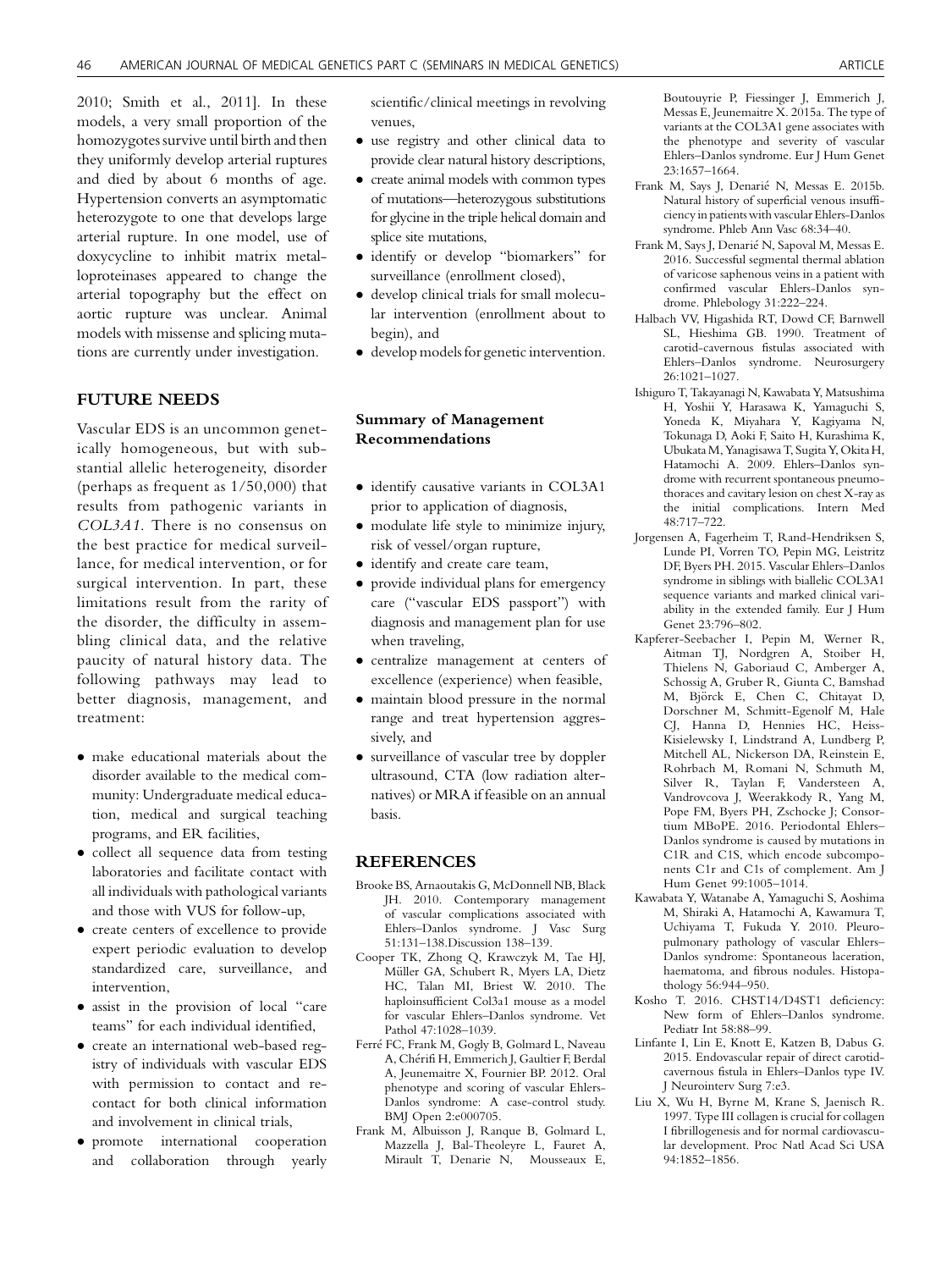2010; Smith et al., 2011]. In these models, a very small proportion of the homozygotes survive until birth and then they uniformly develop arterial ruptures and died by about 6 months of age. Hypertension converts an asymptomatic heterozygote to one that develops large arterial rupture. In one model, use of doxycycline to inhibit matrix metalloproteinases appeared to change the arterial topography but the effect on aortic rupture was unclear. Animal models with missense and splicing mutations are currently under investigation.

## FUTURE NEEDS

Vascular EDS is an uncommon genetically homogeneous, but with substantial allelic heterogeneity, disorder (perhaps as frequent as 1/50,000) that results from pathogenic variants in *COL3A1*. There is no consensus on the best practice for medical surveillance, for medical intervention, or for surgical intervention. In part, these limitations result from the rarity of the disorder, the difficulty in assembling clinical data, and the relative paucity of natural history data. The following pathways may lead to better diagnosis, management, and treatment:

- make educational materials about the disorder available to the medical community: Undergraduate medical education, medical and surgical teaching programs, and ER facilities,
- collect all sequence data from testing laboratories and facilitate contact with all individuals with pathological variants and those with VUS for follow-up,
- create centers of excellence to provide expert periodic evaluation to develop standardized care, surveillance, and intervention,
- assist in the provision of local "care teams" for each individual identified,
- create an international web-based registry of individuals with vascular EDS with permission to contact and re-contact for both clinical information and involvement in clinical trials,
- promote international cooperation and collaboration through yearly scientific/clinical meetings in revolving venues,
- use registry and other clinical data to provide clear natural history descriptions,
- create animal models with common types of mutations—heterozygous substitutions for glycine in the triple helical domain and splice site mutations,
- identify or develop "biomarkers" for surveillance (enrollment closed),
- develop clinical trials for small molecular intervention (enrollment about to begin), and
- develop models for genetic intervention.

### Summary of Management Recommendations

- identify causative variants in COL3A1 prior to application of diagnosis,
- modulate life style to minimize injury, risk of vessel/organ rupture,
- identify and create care team,
- provide individual plans for emergency care ("vascular EDS passport") with diagnosis and management plan for use when traveling,
- centralize management at centers of excellence (experience) when feasible,
- maintain blood pressure in the normal range and treat hypertension aggressively, and
- surveillance of vascular tree by doppler ultrasound, CTA (low radiation alternatives) or MRA if feasible on an annual basis.

## REFERENCES

Brooke BS, Arnaoutakis G, McDonnell NB, Black JH. 2010. Contemporary management of vascular complications associated with Ehlers–Danlos syndrome. J Vasc Surg 51:131–138.Discussion 138–139.

Cooper TK, Zhong Q, Krawczyk M, Tae HJ, Müller GA, Schubert R, Myers LA, Dietz HC, Talan MI, Briest W. 2010. The haploinsufficient Col3a1 mouse as a model for vascular Ehlers–Danlos syndrome. Vet Pathol 47:1028–1039.

Ferré FC, Frank M, Gogly B, Golmard L, Naveau A, Chérifi H, Emmerich J, Gaultier F, Berdal A, Jeunemaitre X, Fournier BP. 2012. Oral phenotype and scoring of vascular Ehlers-Danlos syndrome: A case-control study. BMJ Open 2:e000705.

Frank M, Albuisson J, Ranque B, Golmard L, Mazzella J, Bal-Theoleyre L, Fauret A, Mirault T, Denarie N, Mousseaux E, Boutouyrie P, Fiessinger J, Emmerich J, Messas E, Jeunemaitre X. 2015a. The type of variants at the COL3A1 gene associates with the phenotype and severity of vascular Ehlers–Danlos syndrome. Eur J Hum Genet 23:1657–1664.

Frank M, Says J, Denarié N, Messas E. 2015b. Natural history of superficial venous insufficiency in patients with vascular Ehlers-Danlos syndrome. Phleb Ann Vasc 68:34–40.

Frank M, Says J, Denarié N, Sapoval M, Messas E. 2016. Successful segmental thermal ablation of varicose saphenous veins in a patient with confirmed vascular Ehlers-Danlos syndrome. Phlebology 31:222–224.

Halbach VV, Higashida RT, Dowd CF, Barnwell SL, Hieshima GB. 1990. Treatment of carotid-cavernous fistulas associated with Ehlers–Danlos syndrome. Neurosurgery 26:1021–1027.

Ishiguro T, Takayanagi N, Kawabata Y, Matsushima H, Yoshii Y, Harasawa K, Yamaguchi S, Yoneda K, Miyahara Y, Kagiyama N, Tokunaga D, Aoki F, Saito H, Kurashima K, Ubukata M, Yanagisawa T, Sugita Y, Okita H, Hatamochi A. 2009. Ehlers–Danlos syndrome with recurrent spontaneous pneumothoraces and cavitary lesion on chest X-ray as the initial complications. Intern Med 48:717–722.

Jorgensen A, Fagerheim T, Rand-Hendriksen S, Lunde PI, Vorren TO, Pepin MG, Leistritz DF, Byers PH. 2015. Vascular Ehlers–Danlos syndrome in siblings with biallelic COL3A1 sequence variants and marked clinical variability in the extended family. Eur J Hum Genet 23:796–802.

Kapferer-Seebacher I, Pepin M, Werner R, Aitman TJ, Nordgren A, Stoiber H, Thielens N, Gaboriaud C, Amberger A, Schossig A, Gruber R, Giunta C, Bamshad M, Björck E, Chen C, Chitayat D, Dorschner M, Schmitt-Egenolf M, Hale CJ, Hanna D, Hennies HC, Heiss-Kisielewsky I, Lindstrand A, Lundberg P, Mitchell AL, Nickerson DA, Reinstein E, Rohrbach M, Romani N, Schmuth M, Silver R, Taylan F, Vandersteen A, Vandrovcova J, Weerakkody R, Yang M, Pope FM, Byers PH, Zschocke J; Consortium MBoPE. 2016. Periodontal Ehlers–Danlos syndrome is caused by mutations in C1R and C1S, which encode subcomponents C1r and C1s of complement. Am J Hum Genet 99:1005–1014.

Kawabata Y, Watanabe A, Yamaguchi S, Aoshima M, Shiraki A, Hatamochi A, Kawamura T, Uchiyama T, Fukuda Y. 2010. Pleuropulmonary pathology of vascular Ehlers–Danlos syndrome: Spontaneous laceration, haematoma, and fibrous nodules. Histopathology 56:944–950.

Kosho T. 2016. CHST14/D4ST1 deficiency: New form of Ehlers–Danlos syndrome. Pediatr Int 58:88–99.

Linfante I, Lin E, Knott E, Katzen B, Dabus G. 2015. Endovascular repair of direct carotid-cavernous fistula in Ehlers–Danlos type IV. J Neurointerv Surg 7:e3.

Liu X, Wu H, Byrne M, Krane S, Jaenisch R. 1997. Type III collagen is crucial for collagen I fibrillogenesis and for normal cardiovascular development. Proc Natl Acad Sci USA 94:1852–1856.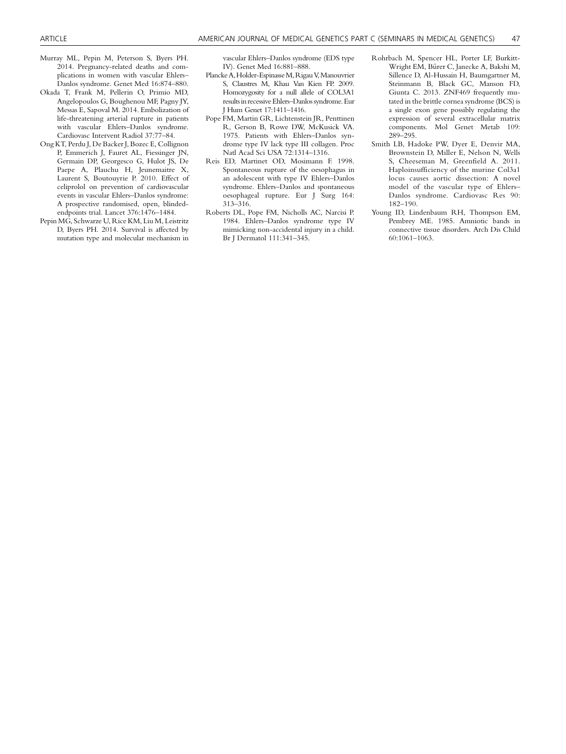Murray ML, Pepin M, Peterson S, Byers PH. 2014. Pregnancy-related deaths and complications in women with vascular Ehlers–Danlos syndrome. Genet Med 16:874–880.

Okada T, Frank M, Pellerin O, Primio MD, Angelopoulos G, Boughenou MF, Pagny JY, Messas E, Sapoval M. 2014. Embolization of life-threatening arterial rupture in patients with vascular Ehlers–Danlos syndrome. Cardiovasc Intervent Radiol 37:77–84.

Ong KT, Perdu J, De Backer J, Bozec E, Collignon P, Emmerich J, Fauret AL, Fiessinger JN, Germain DP, Georgesco G, Hulot JS, De Paepe A, Plauchu H, Jeunemaitre X, Laurent S, Boutouyrie P. 2010. Effect of celiprolol on prevention of cardiovascular events in vascular Ehlers–Danlos syndrome: A prospective randomised, open, blinded-endpoints trial. Lancet 376:1476–1484.

Pepin MG, Schwarze U, Rice KM, Liu M, Leistritz D, Byers PH. 2014. Survival is affected by mutation type and molecular mechanism in vascular Ehlers–Danlos syndrome (EDS type IV). Genet Med 16:881–888.

Plancke A, Holder-Espinasse M, Rigau V, Manouvrier S, Claustres M, Khau Van Kien FP. 2009. Homozygosity for a null allele of COL3A1 results in recessive Ehlers–Danlos syndrome. Eur J Hum Genet 17:1411–1416.

Pope FM, Martin GR, Lichtenstein JR, Penttinen R, Gerson B, Rowe DW, McKusick VA. 1975. Patients with Ehlers–Danlos syndrome type IV lack type III collagen. Proc Natl Acad Sci USA 72:1314–1316.

Reis ED, Martinet OD, Mosimann F. 1998. Spontaneous rupture of the oesophagus in an adolescent with type IV Ehlers–Danlos syndrome. Ehlers–Danlos and spontaneous oesophageal rupture. Eur J Surg 164: 313–316.

Roberts DL, Pope FM, Nicholls AC, Narcisi P. 1984. Ehlers–Danlos syndrome type IV mimicking non-accidental injury in a child. Br J Dermatol 111:341–345.

Rohrbach M, Spencer HL, Porter LF, Burkitt-Wright EM, Bürer C, Janecke A, Bakshi M, Sillence D, Al-Hussain H, Baumgartner M, Steinmann B, Black GC, Manson FD, Giunta C. 2013. ZNF469 frequently mutated in the brittle cornea syndrome (BCS) is a single exon gene possibly regulating the expression of several extracellular matrix components. Mol Genet Metab 109: 289–295.

Smith LB, Hadoke PW, Dyer E, Denvir MA, Brownstein D, Miller E, Nelson N, Wells S, Cheeseman M, Greenfield A. 2011. Haploinsufficiency of the murine Col3a1 locus causes aortic dissection: A novel model of the vascular type of Ehlers–Danlos syndrome. Cardiovasc Res 90: 182–190.

Young ID, Lindenbaum RH, Thompson EM, Pembrey ME. 1985. Amniotic bands in connective tissue disorders. Arch Dis Child 60:1061–1063.